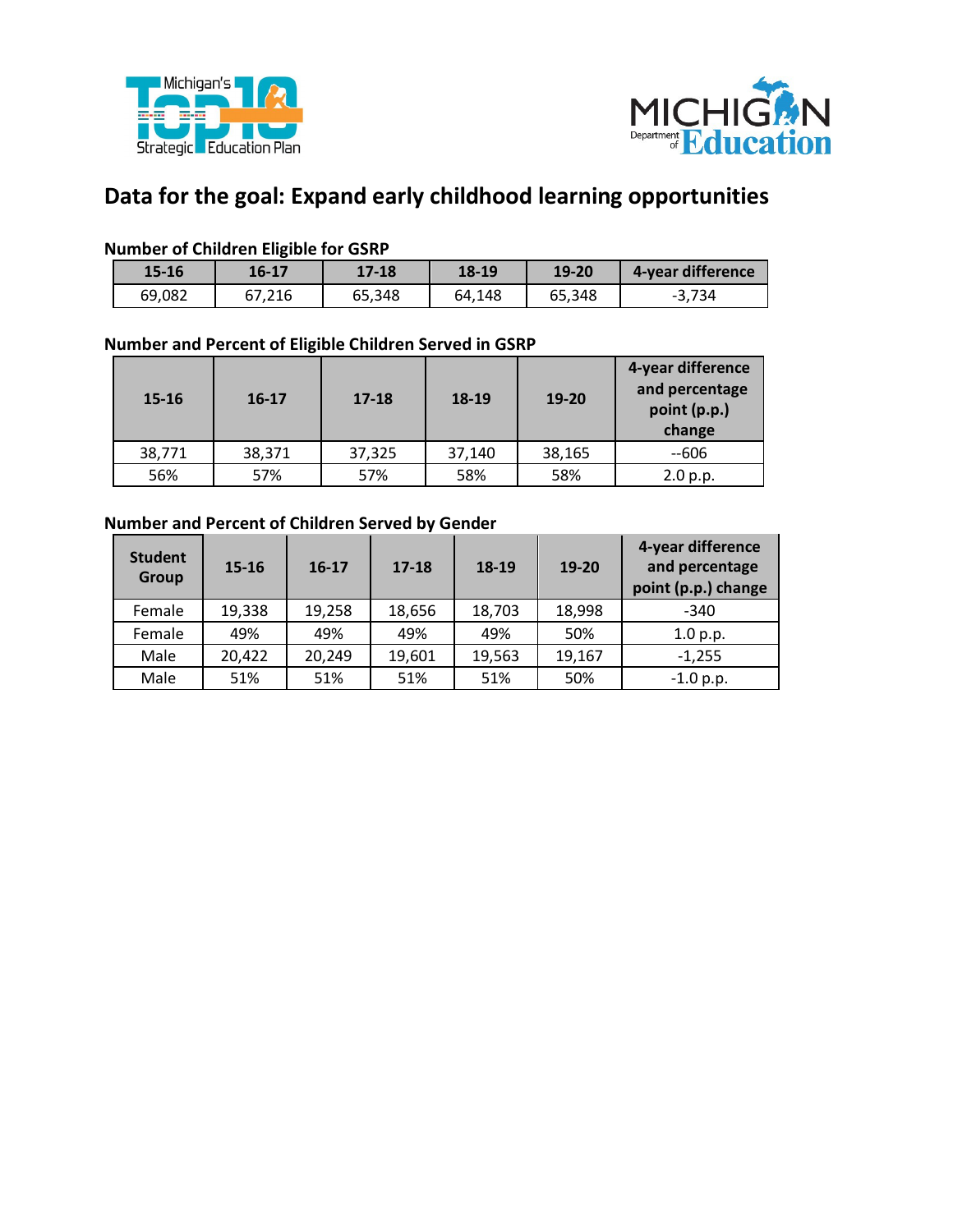## Data for the goal: Expand early childhood learning opportunities

### Number of Children Eligible for GSRP

| 15-16 | 16-17 | 17-18 | 18-19 | 19-20 | 4-year difference |
|---|---|---|---|---|---|
| 69,082 | 67,216 | 65,348 | 64,148 | 65,348 | -3,734 |

### Number and Percent of Eligible Children Served in GSRP

| 15-16 | 16-17 | 17-18 | 18-19 | 19-20 | 4-year difference and percentage point (p.p.) change |
|---|---|---|---|---|---|
| 38,771 | 38,371 | 37,325 | 37,140 | 38,165 | --606 |
| 56% | 57% | 57% | 58% | 58% | 2.0 p.p. |

### Number and Percent of Children Served by Gender

| Student Group | 15-16 | 16-17 | 17-18 | 18-19 | 19-20 | 4-year difference and percentage point (p.p.) change |
|---|---|---|---|---|---|---|
| Female | 19,338 | 19,258 | 18,656 | 18,703 | 18,998 | -340 |
| Female | 49% | 49% | 49% | 49% | 50% | 1.0 p.p. |
| Male | 20,422 | 20,249 | 19,601 | 19,563 | 19,167 | -1,255 |
| Male | 51% | 51% | 51% | 51% | 50% | -1.0 p.p. |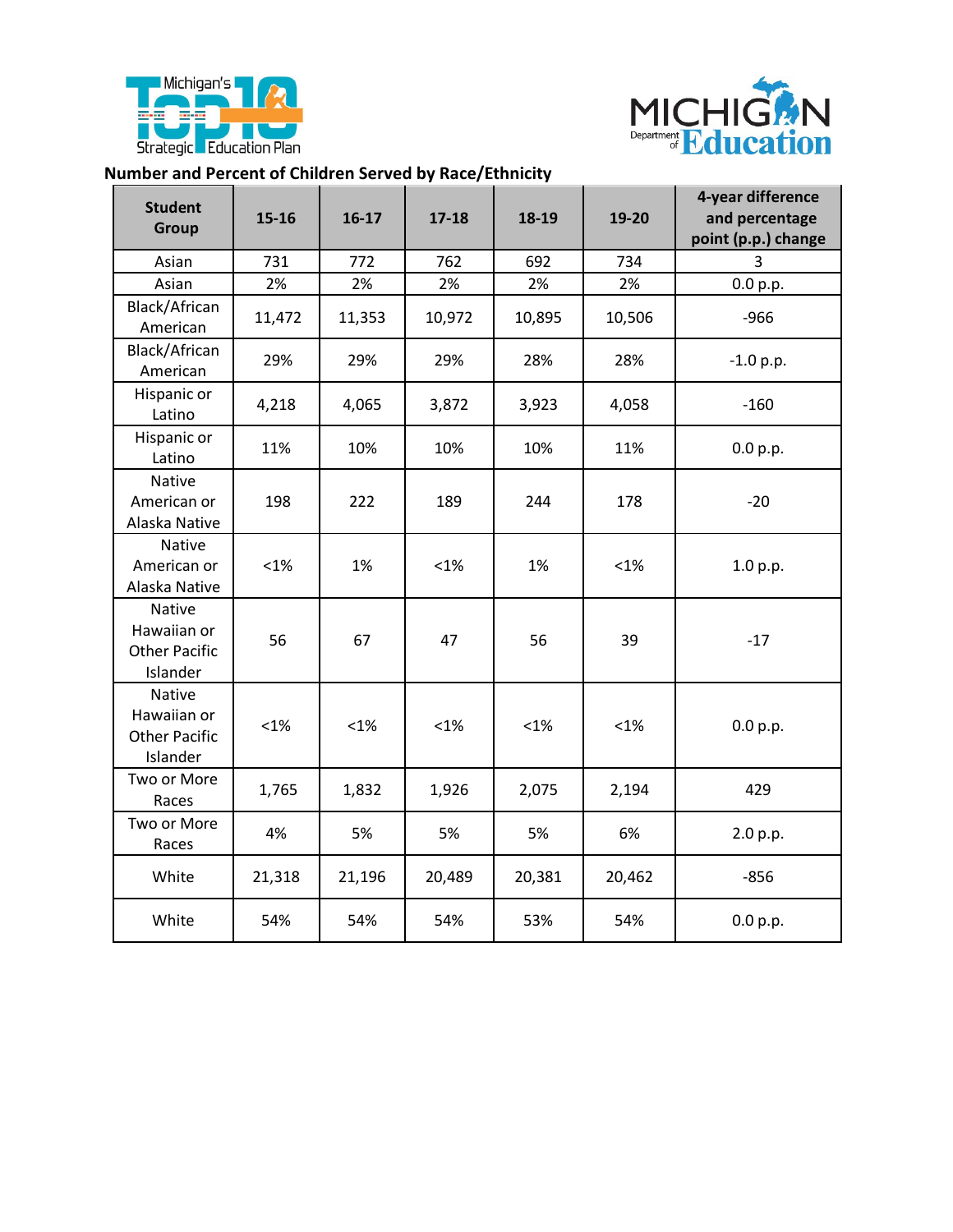Number and Percent of Children Served by Race/Ethnicity

| Student Group | 15-16 | 16-17 | 17-18 | 18-19 | 19-20 | 4-year difference and percentage point (p.p.) change |
|---|---|---|---|---|---|---|
| Asian | 731 | 772 | 762 | 692 | 734 | 3 |
| Asian | 2% | 2% | 2% | 2% | 2% | 0.0 p.p. |
| Black/African American | 11,472 | 11,353 | 10,972 | 10,895 | 10,506 | -966 |
| Black/African American | 29% | 29% | 29% | 28% | 28% | -1.0 p.p. |
| Hispanic or Latino | 4,218 | 4,065 | 3,872 | 3,923 | 4,058 | -160 |
| Hispanic or Latino | 11% | 10% | 10% | 10% | 11% | 0.0 p.p. |
| Native American or Alaska Native | 198 | 222 | 189 | 244 | 178 | -20 |
| Native American or Alaska Native | <1% | 1% | <1% | 1% | <1% | 1.0 p.p. |
| Native Hawaiian or Other Pacific Islander | 56 | 67 | 47 | 56 | 39 | -17 |
| Native Hawaiian or Other Pacific Islander | <1% | <1% | <1% | <1% | <1% | 0.0 p.p. |
| Two or More Races | 1,765 | 1,832 | 1,926 | 2,075 | 2,194 | 429 |
| Two or More Races | 4% | 5% | 5% | 5% | 6% | 2.0 p.p. |
| White | 21,318 | 21,196 | 20,489 | 20,381 | 20,462 | -856 |
| White | 54% | 54% | 54% | 53% | 54% | 0.0 p.p. |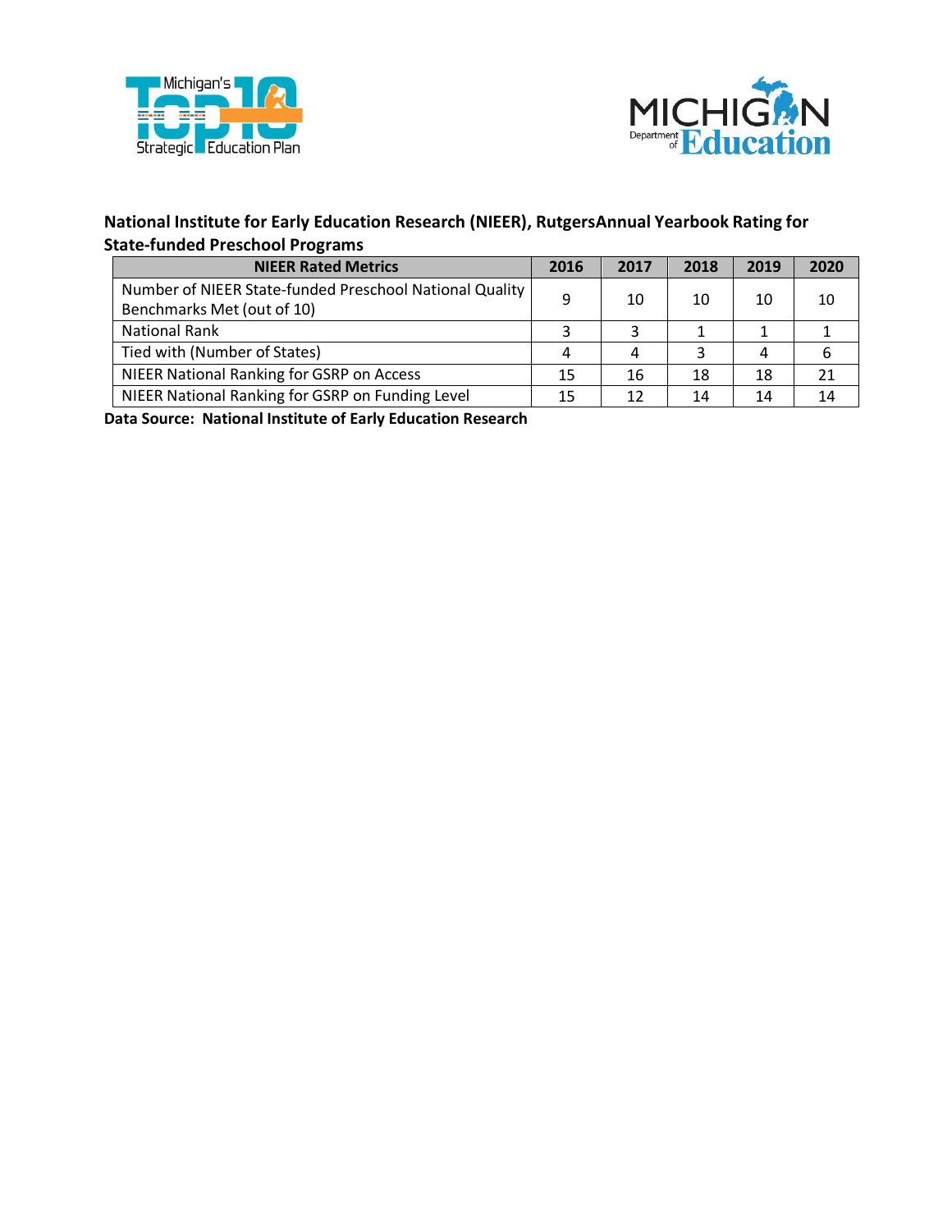**National Institute for Early Education Research (NIEER), RutgersAnnual Yearbook Rating for State-funded Preschool Programs**

| NIEER Rated Metrics | 2016 | 2017 | 2018 | 2019 | 2020 |
|---|---|---|---|---|---|
| Number of NIEER State-funded Preschool National Quality Benchmarks Met (out of 10) | 9 | 10 | 10 | 10 | 10 |
| National Rank | 3 | 3 | 1 | 1 | 1 |
| Tied with (Number of States) | 4 | 4 | 3 | 4 | 6 |
| NIEER National Ranking for GSRP on Access | 15 | 16 | 18 | 18 | 21 |
| NIEER National Ranking for GSRP on Funding Level | 15 | 12 | 14 | 14 | 14 |

**Data Source: National Institute of Early Education Research**